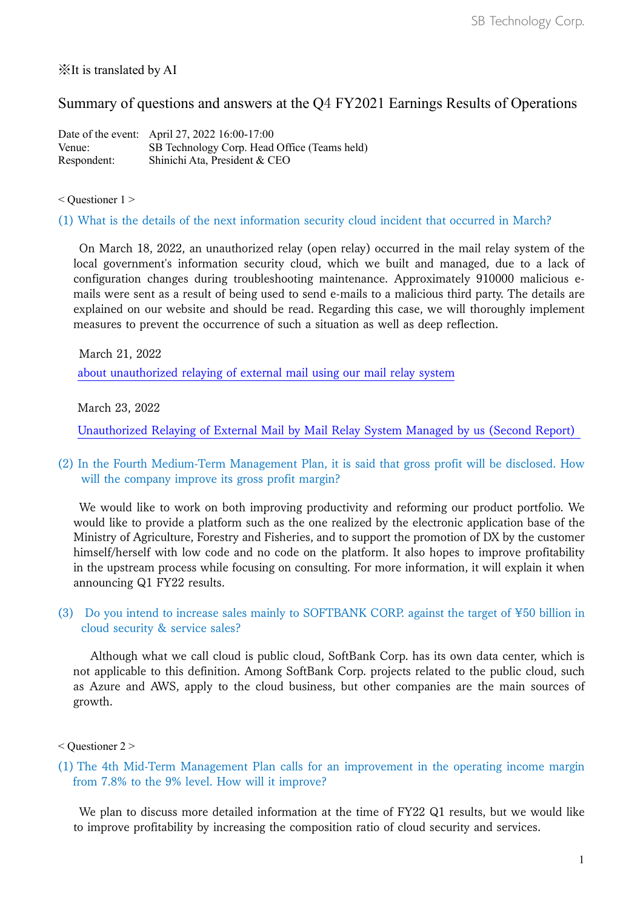※It is translated by AI

# Summary of questions and answers at the Q4 FY2021 Earnings Results of Operations

Date of the event: April 27, 2022 16:00-17:00
Venue: SB Technology Corp. Head Office (Teams held)
Respondent: Shinichi Ata, President & CEO

< Questioner 1 >

(1) What is the details of the next information security cloud incident that occurred in March?

On March 18, 2022, an unauthorized relay (open relay) occurred in the mail relay system of the local government's information security cloud, which we built and managed, due to a lack of configuration changes during troubleshooting maintenance. Approximately 910000 malicious e-mails were sent as a result of being used to send e-mails to a malicious third party. The details are explained on our website and should be read. Regarding this case, we will thoroughly implement measures to prevent the occurrence of such a situation as well as deep reflection.

March 21, 2022

about unauthorized relaying of external mail using our mail relay system

March 23, 2022

Unauthorized Relaying of External Mail by Mail Relay System Managed by us (Second Report)

(2) In the Fourth Medium-Term Management Plan, it is said that gross profit will be disclosed. How will the company improve its gross profit margin?

We would like to work on both improving productivity and reforming our product portfolio. We would like to provide a platform such as the one realized by the electronic application base of the Ministry of Agriculture, Forestry and Fisheries, and to support the promotion of DX by the customer himself/herself with low code and no code on the platform. It also hopes to improve profitability in the upstream process while focusing on consulting. For more information, it will explain it when announcing Q1 FY22 results.

(3) Do you intend to increase sales mainly to SOFTBANK CORP. against the target of ¥50 billion in cloud security & service sales?

Although what we call cloud is public cloud, SoftBank Corp. has its own data center, which is not applicable to this definition. Among SoftBank Corp. projects related to the public cloud, such as Azure and AWS, apply to the cloud business, but other companies are the main sources of growth.

< Questioner 2 >

(1) The 4th Mid-Term Management Plan calls for an improvement in the operating income margin from 7.8% to the 9% level. How will it improve?

We plan to discuss more detailed information at the time of FY22 Q1 results, but we would like to improve profitability by increasing the composition ratio of cloud security and services.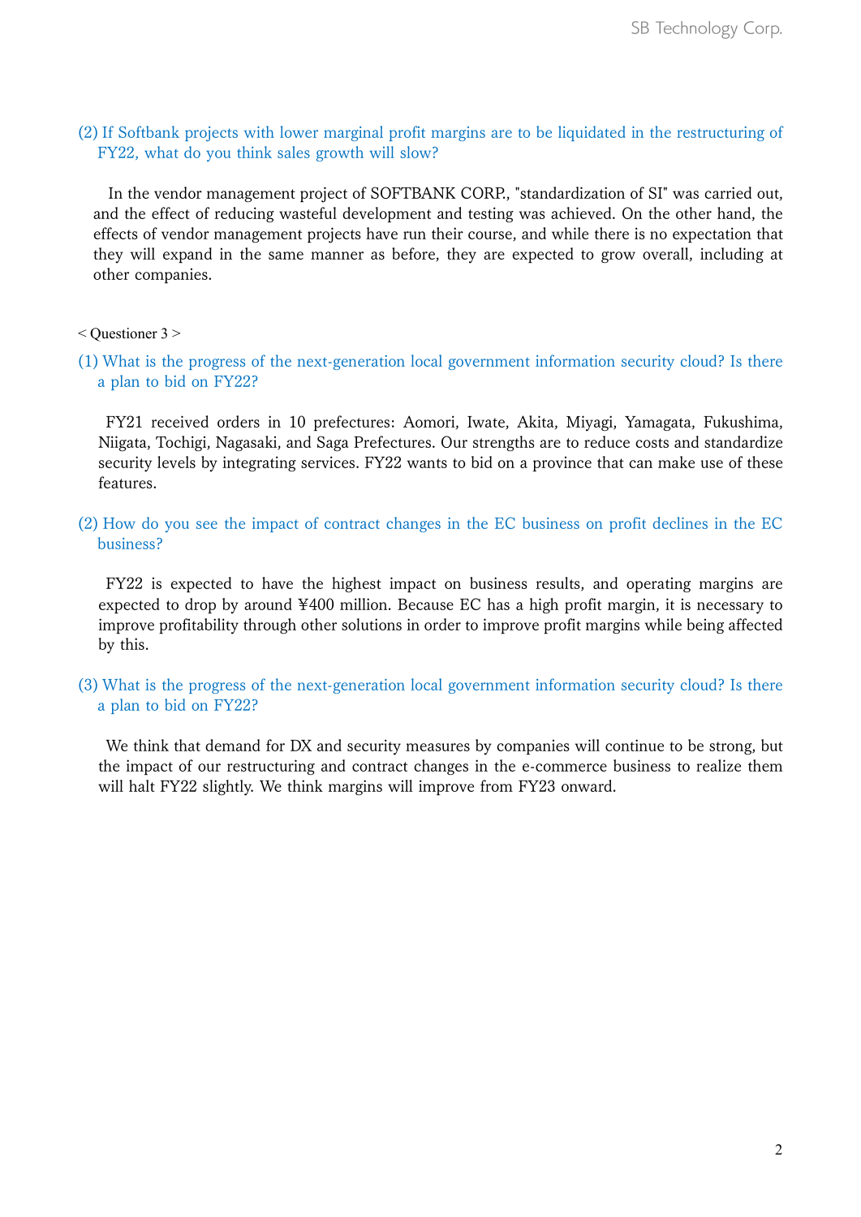(2) If Softbank projects with lower marginal profit margins are to be liquidated in the restructuring of FY22, what do you think sales growth will slow?

In the vendor management project of SOFTBANK CORP., "standardization of SI" was carried out, and the effect of reducing wasteful development and testing was achieved. On the other hand, the effects of vendor management projects have run their course, and while there is no expectation that they will expand in the same manner as before, they are expected to grow overall, including at other companies.

< Questioner 3 >

(1) What is the progress of the next-generation local government information security cloud? Is there a plan to bid on FY22?

FY21 received orders in 10 prefectures: Aomori, Iwate, Akita, Miyagi, Yamagata, Fukushima, Niigata, Tochigi, Nagasaki, and Saga Prefectures. Our strengths are to reduce costs and standardize security levels by integrating services. FY22 wants to bid on a province that can make use of these features.

(2) How do you see the impact of contract changes in the EC business on profit declines in the EC business?

FY22 is expected to have the highest impact on business results, and operating margins are expected to drop by around ¥400 million. Because EC has a high profit margin, it is necessary to improve profitability through other solutions in order to improve profit margins while being affected by this.

(3) What is the progress of the next-generation local government information security cloud? Is there a plan to bid on FY22?

We think that demand for DX and security measures by companies will continue to be strong, but the impact of our restructuring and contract changes in the e-commerce business to realize them will halt FY22 slightly. We think margins will improve from FY23 onward.